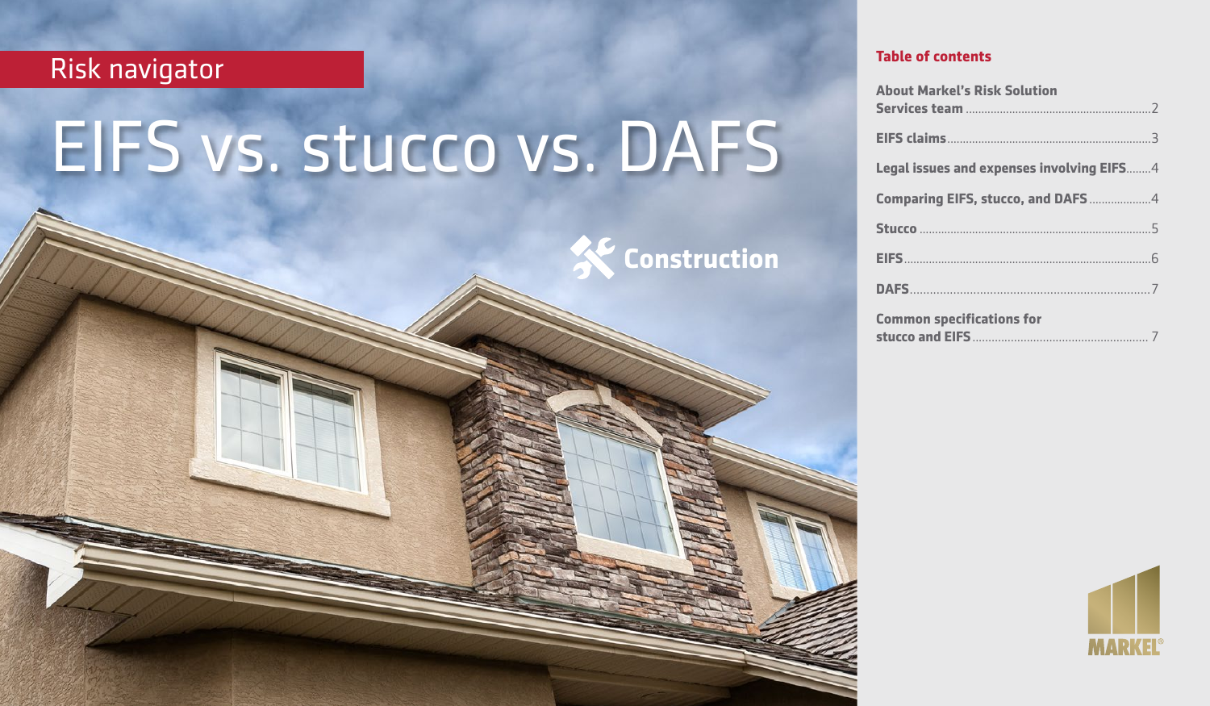Risk navigator

# EIFS vs. stucco vs. DAFS

Construction

## Table of contents

About Markel's Risk Solution Services team ....... 2

EIFS claims ....... 3

Legal issues and expenses involving EIFS ....... 4

Comparing EIFS, stucco, and DAFS ....... 4

Stucco ....... 5

EIFS ....... 6

DAFS ....... 7

Common specifications for stucco and EIFS ....... 7

MARKEL®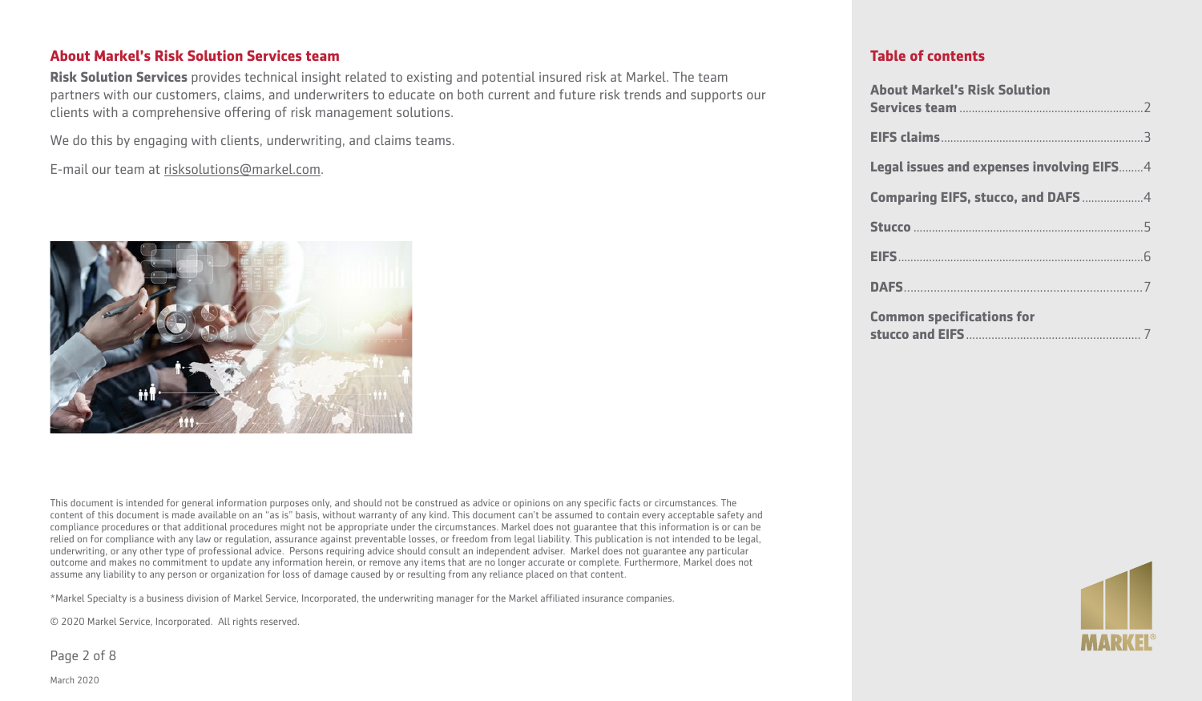## About Markel's Risk Solution Services team

**Risk Solution Services** provides technical insight related to existing and potential insured risk at Markel. The team partners with our customers, claims, and underwriters to educate on both current and future risk trends and supports our clients with a comprehensive offering of risk management solutions.

We do this by engaging with clients, underwriting, and claims teams.

E-mail our team at risksolutions@markel.com.

This document is intended for general information purposes only, and should not be construed as advice or opinions on any specific facts or circumstances. The content of this document is made available on an "as is" basis, without warranty of any kind. This document can't be assumed to contain every acceptable safety and compliance procedures or that additional procedures might not be appropriate under the circumstances. Markel does not guarantee that this information is or can be relied on for compliance with any law or regulation, assurance against preventable losses, or freedom from legal liability. This publication is not intended to be legal, underwriting, or any other type of professional advice. Persons requiring advice should consult an independent adviser. Markel does not guarantee any particular outcome and makes no commitment to update any information herein, or remove any items that are no longer accurate or complete. Furthermore, Markel does not assume any liability to any person or organization for loss of damage caused by or resulting from any reliance placed on that content.

*Markel Specialty is a business division of Markel Service, Incorporated, the underwriting manager for the Markel affiliated insurance companies.

© 2020 Markel Service, Incorporated. All rights reserved.

March 2020

## Table of contents

- **About Markel's Risk Solution Services team** .......... 2
- **EIFS claims** .......... 3
- **Legal issues and expenses involving EIFS** .......... 4
- **Comparing EIFS, stucco, and DAFS** .......... 4
- **Stucco** .......... 5
- **EIFS** .......... 6
- **DAFS** .......... 7
- **Common specifications for stucco and EIFS** .......... 7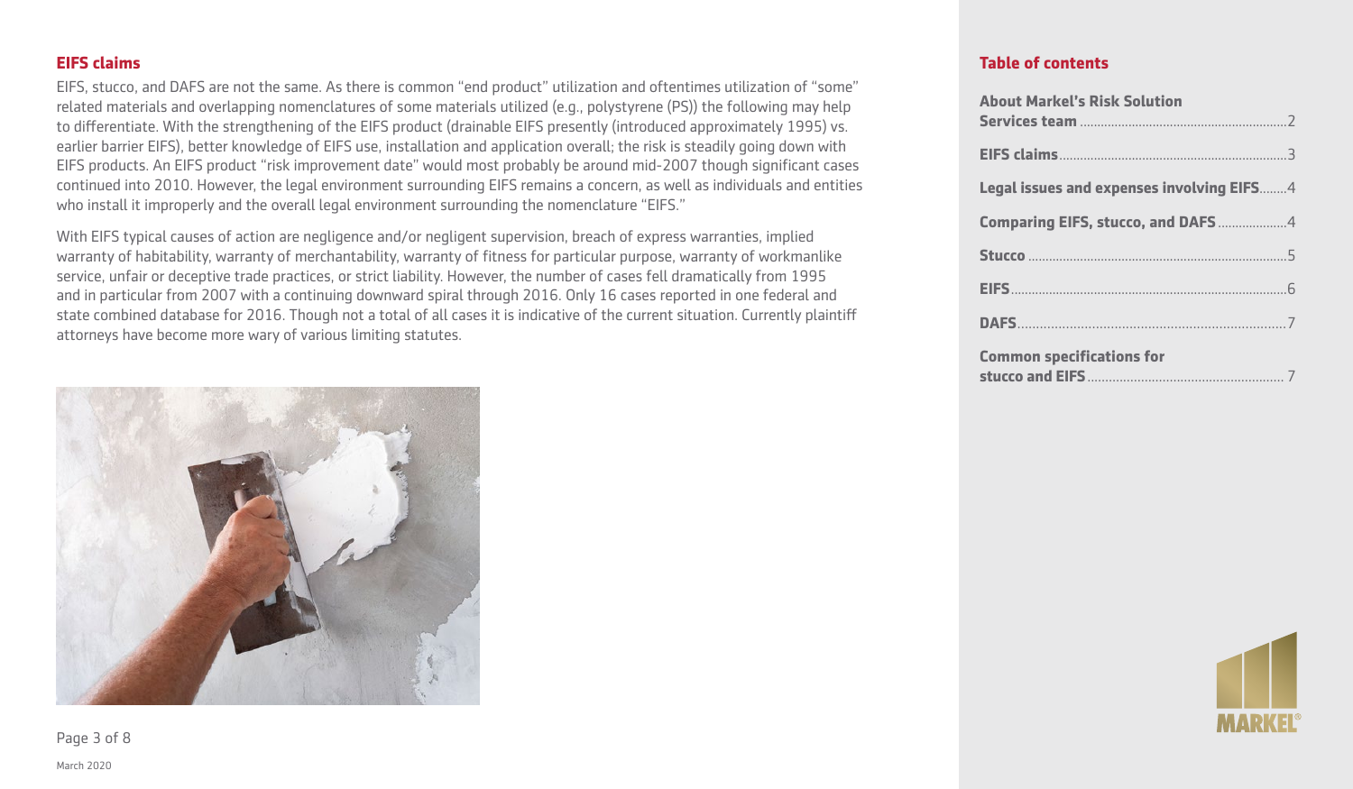## EIFS claims

EIFS, stucco, and DAFS are not the same. As there is common "end product" utilization and oftentimes utilization of "some" related materials and overlapping nomenclatures of some materials utilized (e.g., polystyrene (PS)) the following may help to differentiate. With the strengthening of the EIFS product (drainable EIFS presently (introduced approximately 1995) vs. earlier barrier EIFS), better knowledge of EIFS use, installation and application overall; the risk is steadily going down with EIFS products. An EIFS product "risk improvement date" would most probably be around mid-2007 though significant cases continued into 2010. However, the legal environment surrounding EIFS remains a concern, as well as individuals and entities who install it improperly and the overall legal environment surrounding the nomenclature "EIFS."

With EIFS typical causes of action are negligence and/or negligent supervision, breach of express warranties, implied warranty of habitability, warranty of merchantability, warranty of fitness for particular purpose, warranty of workmanlike service, unfair or deceptive trade practices, or strict liability. However, the number of cases fell dramatically from 1995 and in particular from 2007 with a continuing downward spiral through 2016. Only 16 cases reported in one federal and state combined database for 2016. Though not a total of all cases it is indicative of the current situation. Currently plaintiff attorneys have become more wary of various limiting statutes.

March 2020

## Table of contents

- **About Markel's Risk Solution Services team** ........ 2
- **EIFS claims** ........ 3
- **Legal issues and expenses involving EIFS** ........ 4
- **Comparing EIFS, stucco, and DAFS** ........ 4
- **Stucco** ........ 5
- **EIFS** ........ 6
- **DAFS** ........ 7
- **Common specifications for stucco and EIFS** ........ 7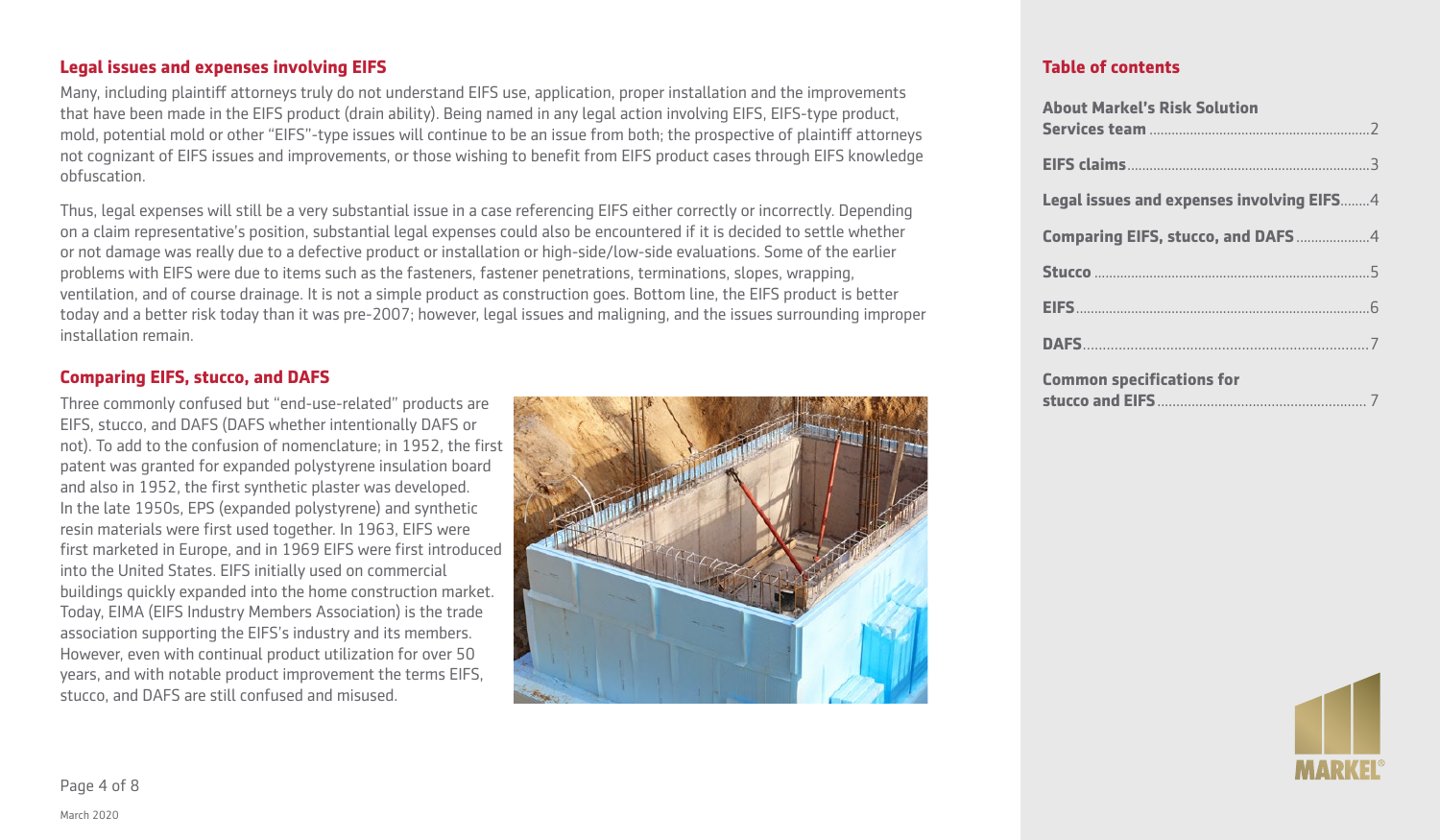## Legal issues and expenses involving EIFS

Many, including plaintiff attorneys truly do not understand EIFS use, application, proper installation and the improvements that have been made in the EIFS product (drain ability). Being named in any legal action involving EIFS, EIFS-type product, mold, potential mold or other "EIFS"-type issues will continue to be an issue from both; the prospective of plaintiff attorneys not cognizant of EIFS issues and improvements, or those wishing to benefit from EIFS product cases through EIFS knowledge obfuscation.

Thus, legal expenses will still be a very substantial issue in a case referencing EIFS either correctly or incorrectly. Depending on a claim representative's position, substantial legal expenses could also be encountered if it is decided to settle whether or not damage was really due to a defective product or installation or high-side/low-side evaluations. Some of the earlier problems with EIFS were due to items such as the fasteners, fastener penetrations, terminations, slopes, wrapping, ventilation, and of course drainage. It is not a simple product as construction goes. Bottom line, the EIFS product is better today and a better risk today than it was pre-2007; however, legal issues and maligning, and the issues surrounding improper installation remain.

## Comparing EIFS, stucco, and DAFS

Three commonly confused but "end-use-related" products are EIFS, stucco, and DAFS (DAFS whether intentionally DAFS or not). To add to the confusion of nomenclature; in 1952, the first patent was granted for expanded polystyrene insulation board and also in 1952, the first synthetic plaster was developed. In the late 1950s, EPS (expanded polystyrene) and synthetic resin materials were first used together. In 1963, EIFS were first marketed in Europe, and in 1969 EIFS were first introduced into the United States. EIFS initially used on commercial buildings quickly expanded into the home construction market. Today, EIMA (EIFS Industry Members Association) is the trade association supporting the EIFS's industry and its members. However, even with continual product utilization for over 50 years, and with notable product improvement the terms EIFS, stucco, and DAFS are still confused and misused.

## Table of contents

- About Markel's Risk Solution Services team .......... 2
- EIFS claims .......... 3
- Legal issues and expenses involving EIFS .......... 4
- Comparing EIFS, stucco, and DAFS .......... 4
- Stucco .......... 5
- EIFS .......... 6
- DAFS .......... 7
- Common specifications for stucco and EIFS .......... 7

March 2020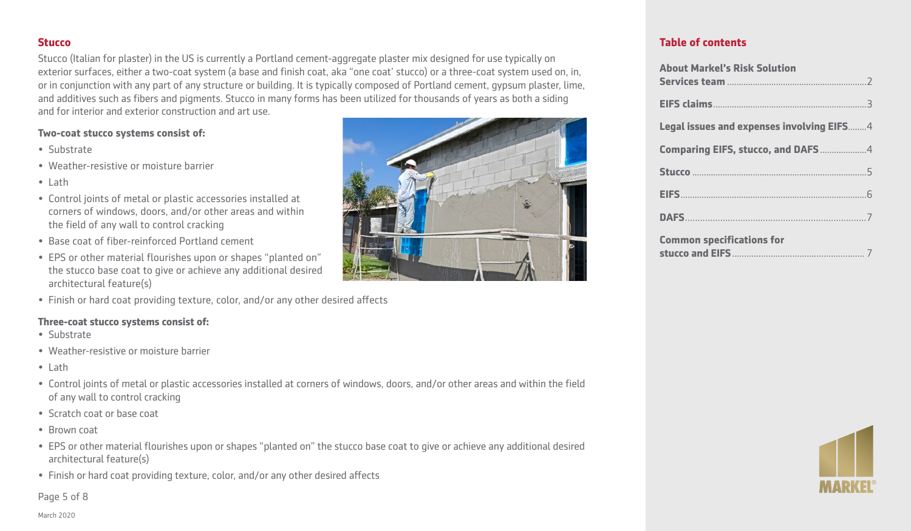## Stucco

Stucco (Italian for plaster) in the US is currently a Portland cement-aggregate plaster mix designed for use typically on exterior surfaces, either a two-coat system (a base and finish coat, aka "one coat' stucco) or a three-coat system used on, in, or in conjunction with any part of any structure or building. It is typically composed of Portland cement, gypsum plaster, lime, and additives such as fibers and pigments. Stucco in many forms has been utilized for thousands of years as both a siding and for interior and exterior construction and art use.

**Two-coat stucco systems consist of:**

- Substrate
- Weather-resistive or moisture barrier
- Lath
- Control joints of metal or plastic accessories installed at corners of windows, doors, and/or other areas and within the field of any wall to control cracking
- Base coat of fiber-reinforced Portland cement
- EPS or other material flourishes upon or shapes "planted on" the stucco base coat to give or achieve any additional desired architectural feature(s)
- Finish or hard coat providing texture, color, and/or any other desired affects

**Three-coat stucco systems consist of:**

- Substrate
- Weather-resistive or moisture barrier
- Lath
- Control joints of metal or plastic accessories installed at corners of windows, doors, and/or other areas and within the field of any wall to control cracking
- Scratch coat or base coat
- Brown coat
- EPS or other material flourishes upon or shapes "planted on" the stucco base coat to give or achieve any additional desired architectural feature(s)
- Finish or hard coat providing texture, color, and/or any other desired affects

March 2020

## Table of contents

| | |
|---|---|
| **About Markel's Risk Solution Services team** | 2 |
| **EIFS claims** | 3 |
| **Legal issues and expenses involving EIFS** | 4 |
| **Comparing EIFS, stucco, and DAFS** | 4 |
| **Stucco** | 5 |
| **EIFS** | 6 |
| **DAFS** | 7 |
| **Common specifications for stucco and EIFS** | 7 |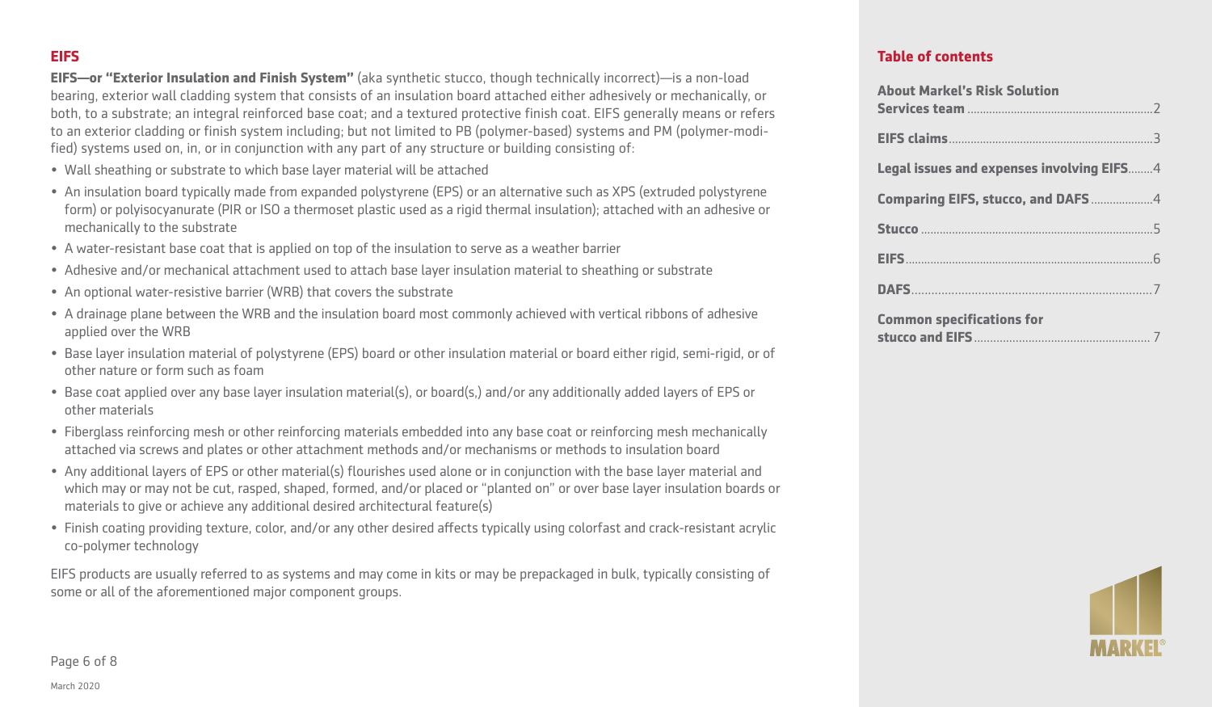## EIFS

**EIFS—or "Exterior Insulation and Finish System"** (aka synthetic stucco, though technically incorrect)—is a non-load bearing, exterior wall cladding system that consists of an insulation board attached either adhesively or mechanically, or both, to a substrate; an integral reinforced base coat; and a textured protective finish coat. EIFS generally means or refers to an exterior cladding or finish system including; but not limited to PB (polymer-based) systems and PM (polymer-modified) systems used on, in, or in conjunction with any part of any structure or building consisting of:

- Wall sheathing or substrate to which base layer material will be attached
- An insulation board typically made from expanded polystyrene (EPS) or an alternative such as XPS (extruded polystyrene form) or polyisocyanurate (PIR or ISO a thermoset plastic used as a rigid thermal insulation); attached with an adhesive or mechanically to the substrate
- A water-resistant base coat that is applied on top of the insulation to serve as a weather barrier
- Adhesive and/or mechanical attachment used to attach base layer insulation material to sheathing or substrate
- An optional water-resistive barrier (WRB) that covers the substrate
- A drainage plane between the WRB and the insulation board most commonly achieved with vertical ribbons of adhesive applied over the WRB
- Base layer insulation material of polystyrene (EPS) board or other insulation material or board either rigid, semi-rigid, or of other nature or form such as foam
- Base coat applied over any base layer insulation material(s), or board(s,) and/or any additionally added layers of EPS or other materials
- Fiberglass reinforcing mesh or other reinforcing materials embedded into any base coat or reinforcing mesh mechanically attached via screws and plates or other attachment methods and/or mechanisms or methods to insulation board
- Any additional layers of EPS or other material(s) flourishes used alone or in conjunction with the base layer material and which may or may not be cut, rasped, shaped, formed, and/or placed or "planted on" or over base layer insulation boards or materials to give or achieve any additional desired architectural feature(s)
- Finish coating providing texture, color, and/or any other desired affects typically using colorfast and crack-resistant acrylic co-polymer technology

EIFS products are usually referred to as systems and may come in kits or may be prepackaged in bulk, typically consisting of some or all of the aforementioned major component groups.

March 2020

## Table of contents

- **About Markel's Risk Solution Services team** ... 2
- **EIFS claims** ... 3
- **Legal issues and expenses involving EIFS** ... 4
- **Comparing EIFS, stucco, and DAFS** ... 4
- **Stucco** ... 5
- **EIFS** ... 6
- **DAFS** ... 7
- **Common specifications for stucco and EIFS** ... 7

MARKEL®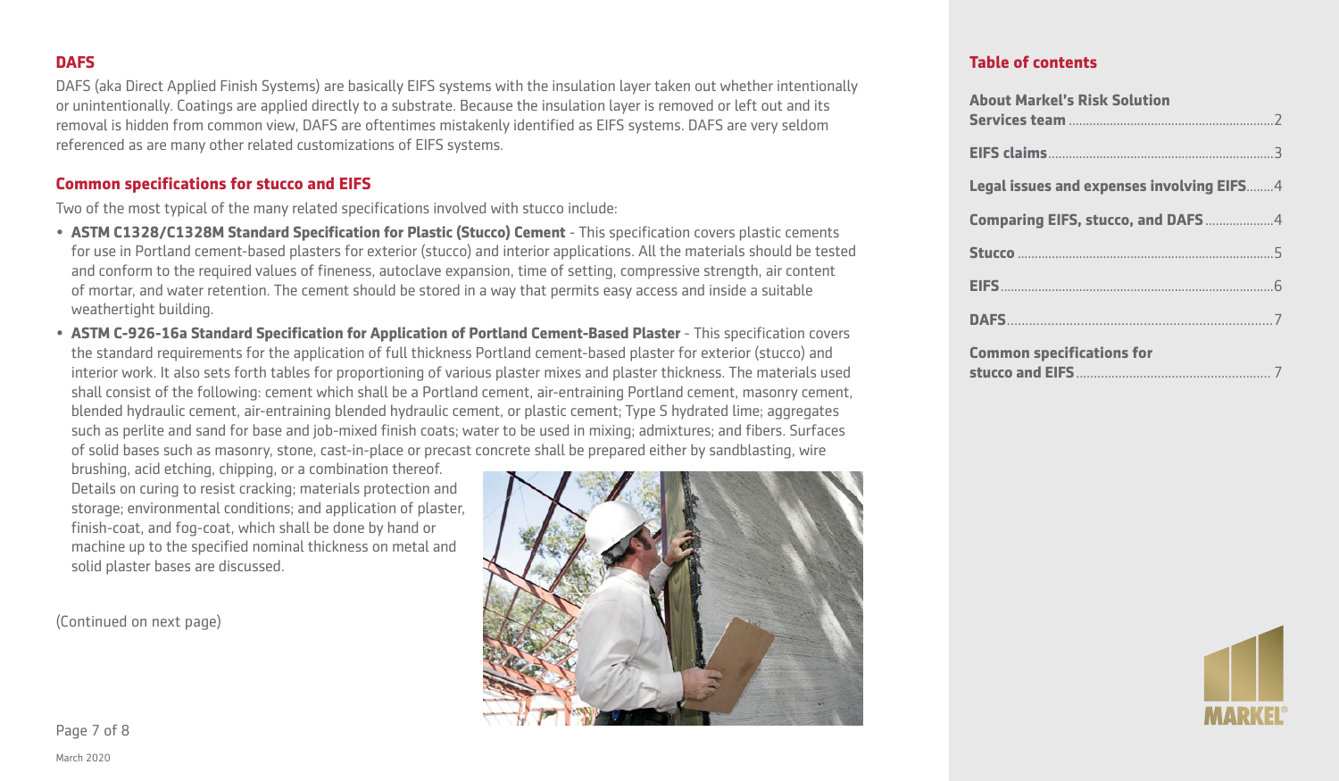## DAFS

DAFS (aka Direct Applied Finish Systems) are basically EIFS systems with the insulation layer taken out whether intentionally or unintentionally. Coatings are applied directly to a substrate. Because the insulation layer is removed or left out and its removal is hidden from common view, DAFS are oftentimes mistakenly identified as EIFS systems. DAFS are very seldom referenced as are many other related customizations of EIFS systems.

## Common specifications for stucco and EIFS

Two of the most typical of the many related specifications involved with stucco include:

- **ASTM C1328/C1328M Standard Specification for Plastic (Stucco) Cement** - This specification covers plastic cements for use in Portland cement-based plasters for exterior (stucco) and interior applications. All the materials should be tested and conform to the required values of fineness, autoclave expansion, time of setting, compressive strength, air content of mortar, and water retention. The cement should be stored in a way that permits easy access and inside a suitable weathertight building.
- **ASTM C-926-16a Standard Specification for Application of Portland Cement-Based Plaster** - This specification covers the standard requirements for the application of full thickness Portland cement-based plaster for exterior (stucco) and interior work. It also sets forth tables for proportioning of various plaster mixes and plaster thickness. The materials used shall consist of the following: cement which shall be a Portland cement, air-entraining Portland cement, masonry cement, blended hydraulic cement, air-entraining blended hydraulic cement, or plastic cement; Type S hydrated lime; aggregates such as perlite and sand for base and job-mixed finish coats; water to be used in mixing; admixtures; and fibers. Surfaces of solid bases such as masonry, stone, cast-in-place or precast concrete shall be prepared either by sandblasting, wire brushing, acid etching, chipping, or a combination thereof. Details on curing to resist cracking; materials protection and storage; environmental conditions; and application of plaster, finish-coat, and fog-coat, which shall be done by hand or machine up to the specified nominal thickness on metal and solid plaster bases are discussed.

(Continued on next page)

March 2020

## Table of contents

- **About Markel's Risk Solution Services team** ... 2
- **EIFS claims** ... 3
- **Legal issues and expenses involving EIFS** ... 4
- **Comparing EIFS, stucco, and DAFS** ... 4
- **Stucco** ... 5
- **EIFS** ... 6
- **DAFS** ... 7
- **Common specifications for stucco and EIFS** ... 7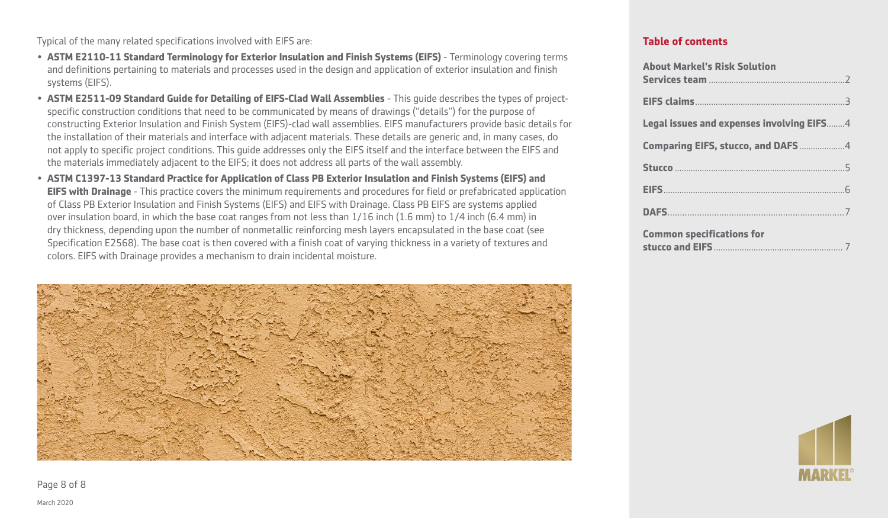Typical of the many related specifications involved with EIFS are:

- **ASTM E2110-11 Standard Terminology for Exterior Insulation and Finish Systems (EIFS)** - Terminology covering terms and definitions pertaining to materials and processes used in the design and application of exterior insulation and finish systems (EIFS).
- **ASTM E2511-09 Standard Guide for Detailing of EIFS-Clad Wall Assemblies** - This guide describes the types of project-specific construction conditions that need to be communicated by means of drawings ("details") for the purpose of constructing Exterior Insulation and Finish System (EIFS)-clad wall assemblies. EIFS manufacturers provide basic details for the installation of their materials and interface with adjacent materials. These details are generic and, in many cases, do not apply to specific project conditions. This guide addresses only the EIFS itself and the interface between the EIFS and the materials immediately adjacent to the EIFS; it does not address all parts of the wall assembly.
- **ASTM C1397-13 Standard Practice for Application of Class PB Exterior Insulation and Finish Systems (EIFS) and EIFS with Drainage** - This practice covers the minimum requirements and procedures for field or prefabricated application of Class PB Exterior Insulation and Finish Systems (EIFS) and EIFS with Drainage. Class PB EIFS are systems applied over insulation board, in which the base coat ranges from not less than 1/16 inch (1.6 mm) to 1/4 inch (6.4 mm) in dry thickness, depending upon the number of nonmetallic reinforcing mesh layers encapsulated in the base coat (see Specification E2568). The base coat is then covered with a finish coat of varying thickness in a variety of textures and colors. EIFS with Drainage provides a mechanism to drain incidental moisture.

March 2020

## Table of contents

| | |
|---|---|
| **About Markel's Risk Solution Services team** | 2 |
| **EIFS claims** | 3 |
| **Legal issues and expenses involving EIFS** | 4 |
| **Comparing EIFS, stucco, and DAFS** | 4 |
| **Stucco** | 5 |
| **EIFS** | 6 |
| **DAFS** | 7 |
| **Common specifications for stucco and EIFS** | 7 |

MARKEL®